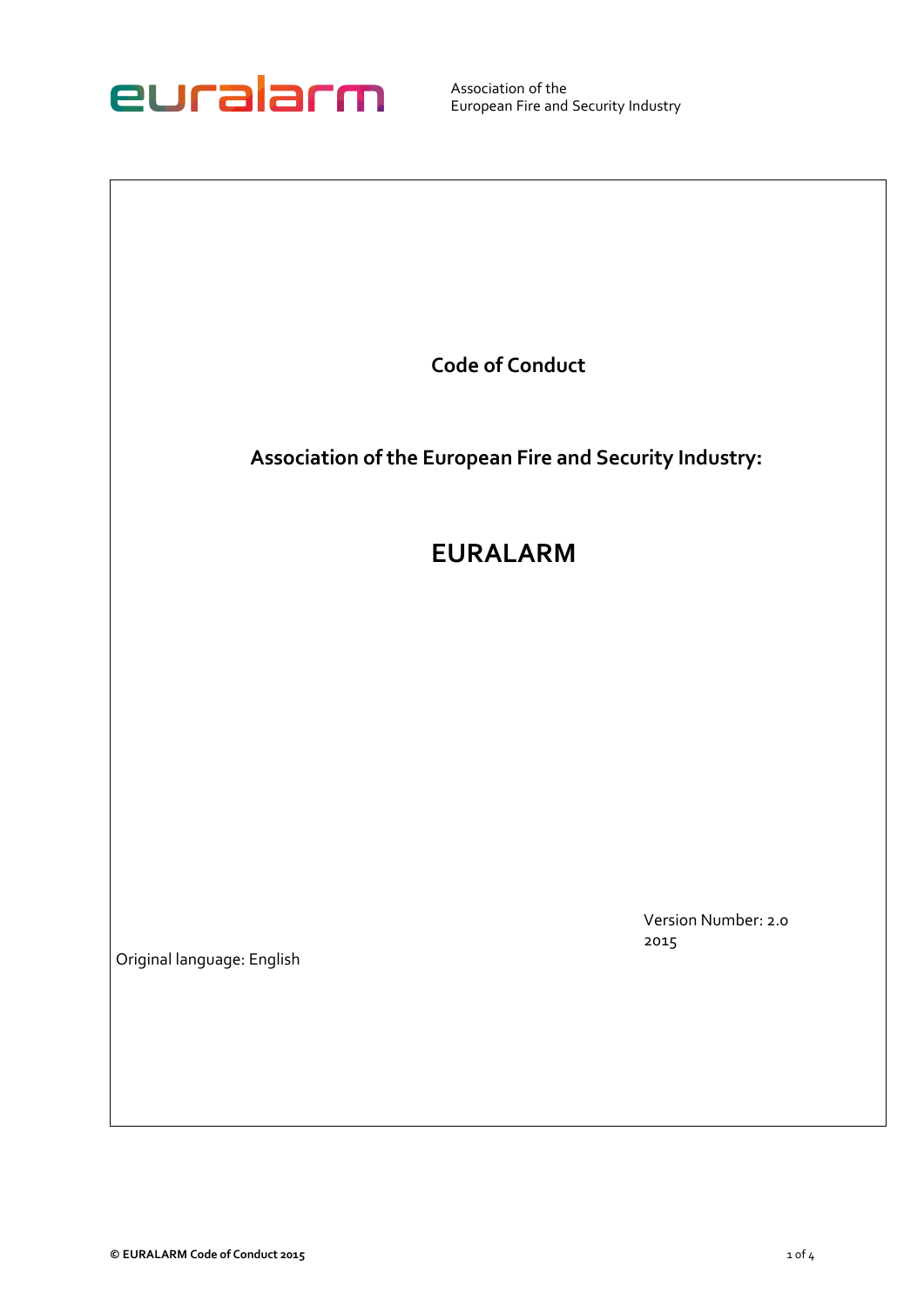euralarm

Association of the
European Fire and Security Industry

# Code of Conduct

## Association of the European Fire and Security Industry:

# EURALARM

Version Number: 2.0
2015

Original language: English

**© EURALARM Code of Conduct 2015**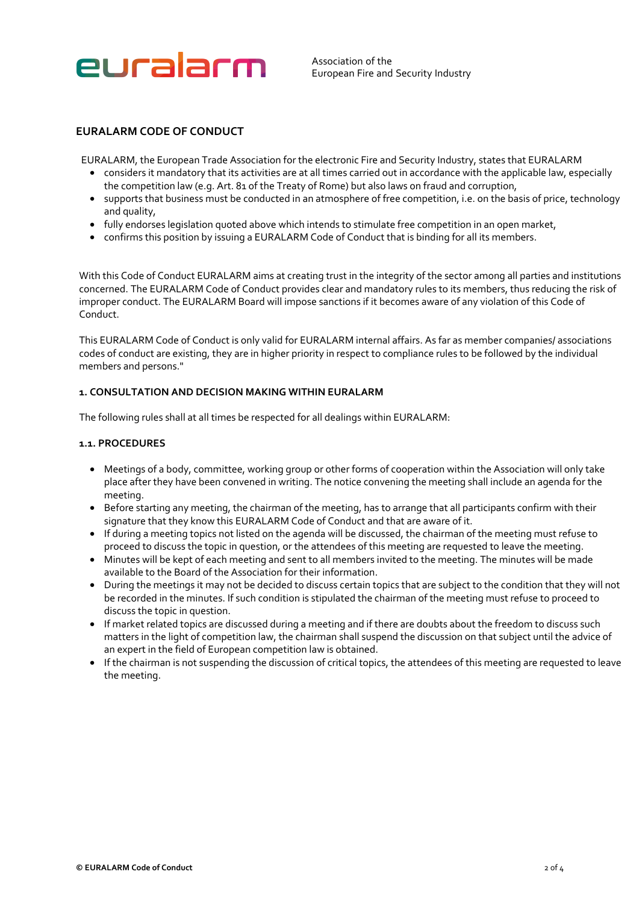euralarm

Association of the
European Fire and Security Industry

## EURALARM CODE OF CONDUCT

EURALARM, the European Trade Association for the electronic Fire and Security Industry, states that EURALARM

- considers it mandatory that its activities are at all times carried out in accordance with the applicable law, especially the competition law (e.g. Art. 81 of the Treaty of Rome) but also laws on fraud and corruption,
- supports that business must be conducted in an atmosphere of free competition, i.e. on the basis of price, technology and quality,
- fully endorses legislation quoted above which intends to stimulate free competition in an open market,
- confirms this position by issuing a EURALARM Code of Conduct that is binding for all its members.

With this Code of Conduct EURALARM aims at creating trust in the integrity of the sector among all parties and institutions concerned. The EURALARM Code of Conduct provides clear and mandatory rules to its members, thus reducing the risk of improper conduct. The EURALARM Board will impose sanctions if it becomes aware of any violation of this Code of Conduct.

This EURALARM Code of Conduct is only valid for EURALARM internal affairs. As far as member companies/ associations codes of conduct are existing, they are in higher priority in respect to compliance rules to be followed by the individual members and persons."

### 1. CONSULTATION AND DECISION MAKING WITHIN EURALARM

The following rules shall at all times be respected for all dealings within EURALARM:

#### 1.1. PROCEDURES

- Meetings of a body, committee, working group or other forms of cooperation within the Association will only take place after they have been convened in writing. The notice convening the meeting shall include an agenda for the meeting.
- Before starting any meeting, the chairman of the meeting, has to arrange that all participants confirm with their signature that they know this EURALARM Code of Conduct and that are aware of it.
- If during a meeting topics not listed on the agenda will be discussed, the chairman of the meeting must refuse to proceed to discuss the topic in question, or the attendees of this meeting are requested to leave the meeting.
- Minutes will be kept of each meeting and sent to all members invited to the meeting. The minutes will be made available to the Board of the Association for their information.
- During the meetings it may not be decided to discuss certain topics that are subject to the condition that they will not be recorded in the minutes. If such condition is stipulated the chairman of the meeting must refuse to proceed to discuss the topic in question.
- If market related topics are discussed during a meeting and if there are doubts about the freedom to discuss such matters in the light of competition law, the chairman shall suspend the discussion on that subject until the advice of an expert in the field of European competition law is obtained.
- If the chairman is not suspending the discussion of critical topics, the attendees of this meeting are requested to leave the meeting.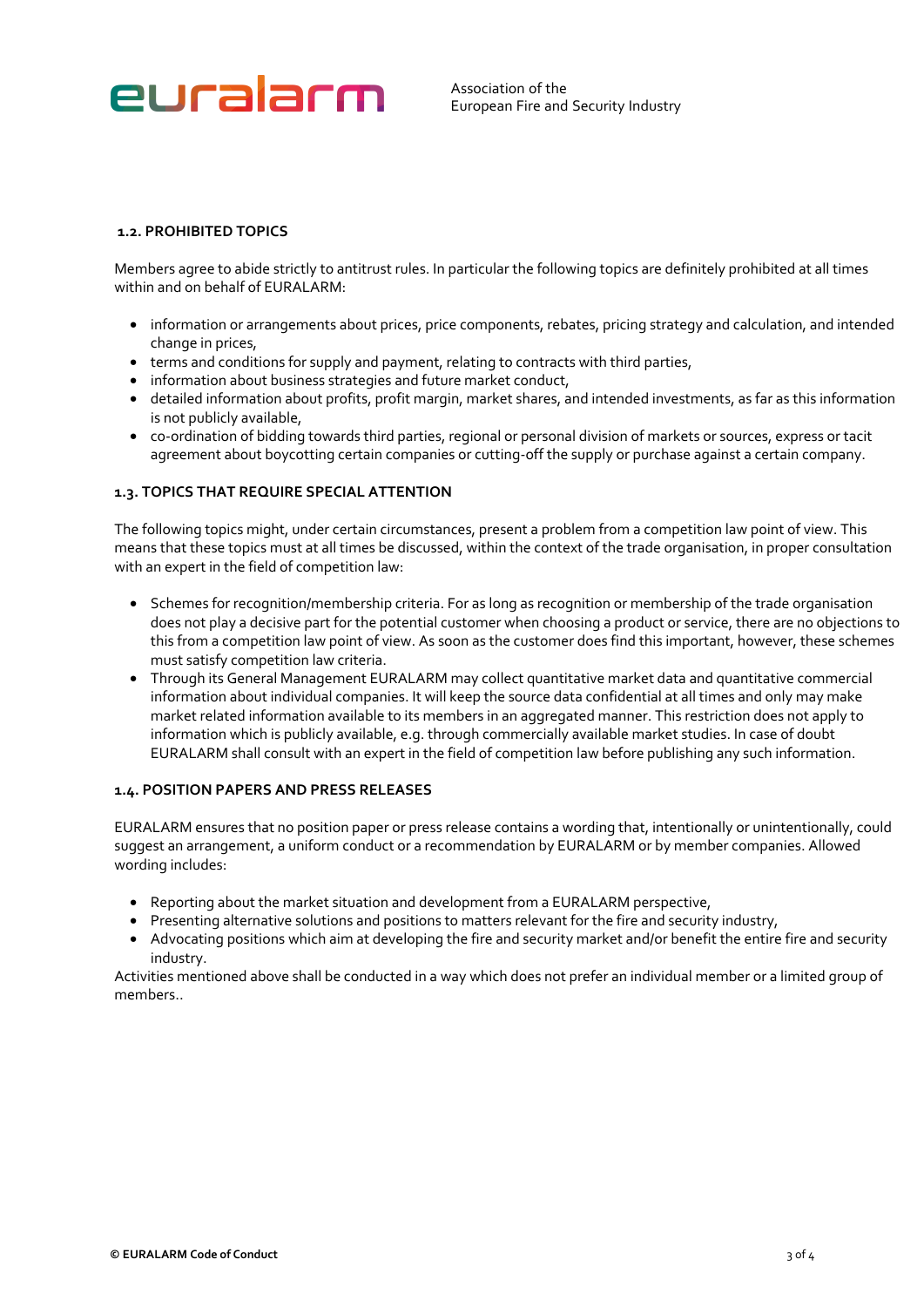### 1.2. PROHIBITED TOPICS

Members agree to abide strictly to antitrust rules. In particular the following topics are definitely prohibited at all times within and on behalf of EURALARM:

- information or arrangements about prices, price components, rebates, pricing strategy and calculation, and intended change in prices,
- terms and conditions for supply and payment, relating to contracts with third parties,
- information about business strategies and future market conduct,
- detailed information about profits, profit margin, market shares, and intended investments, as far as this information is not publicly available,
- co-ordination of bidding towards third parties, regional or personal division of markets or sources, express or tacit agreement about boycotting certain companies or cutting-off the supply or purchase against a certain company.

### 1.3. TOPICS THAT REQUIRE SPECIAL ATTENTION

The following topics might, under certain circumstances, present a problem from a competition law point of view. This means that these topics must at all times be discussed, within the context of the trade organisation, in proper consultation with an expert in the field of competition law:

- Schemes for recognition/membership criteria. For as long as recognition or membership of the trade organisation does not play a decisive part for the potential customer when choosing a product or service, there are no objections to this from a competition law point of view. As soon as the customer does find this important, however, these schemes must satisfy competition law criteria.
- Through its General Management EURALARM may collect quantitative market data and quantitative commercial information about individual companies. It will keep the source data confidential at all times and only may make market related information available to its members in an aggregated manner. This restriction does not apply to information which is publicly available, e.g. through commercially available market studies. In case of doubt EURALARM shall consult with an expert in the field of competition law before publishing any such information.

### 1.4. POSITION PAPERS AND PRESS RELEASES

EURALARM ensures that no position paper or press release contains a wording that, intentionally or unintentionally, could suggest an arrangement, a uniform conduct or a recommendation by EURALARM or by member companies. Allowed wording includes:

- Reporting about the market situation and development from a EURALARM perspective,
- Presenting alternative solutions and positions to matters relevant for the fire and security industry,
- Advocating positions which aim at developing the fire and security market and/or benefit the entire fire and security industry.

Activities mentioned above shall be conducted in a way which does not prefer an individual member or a limited group of members..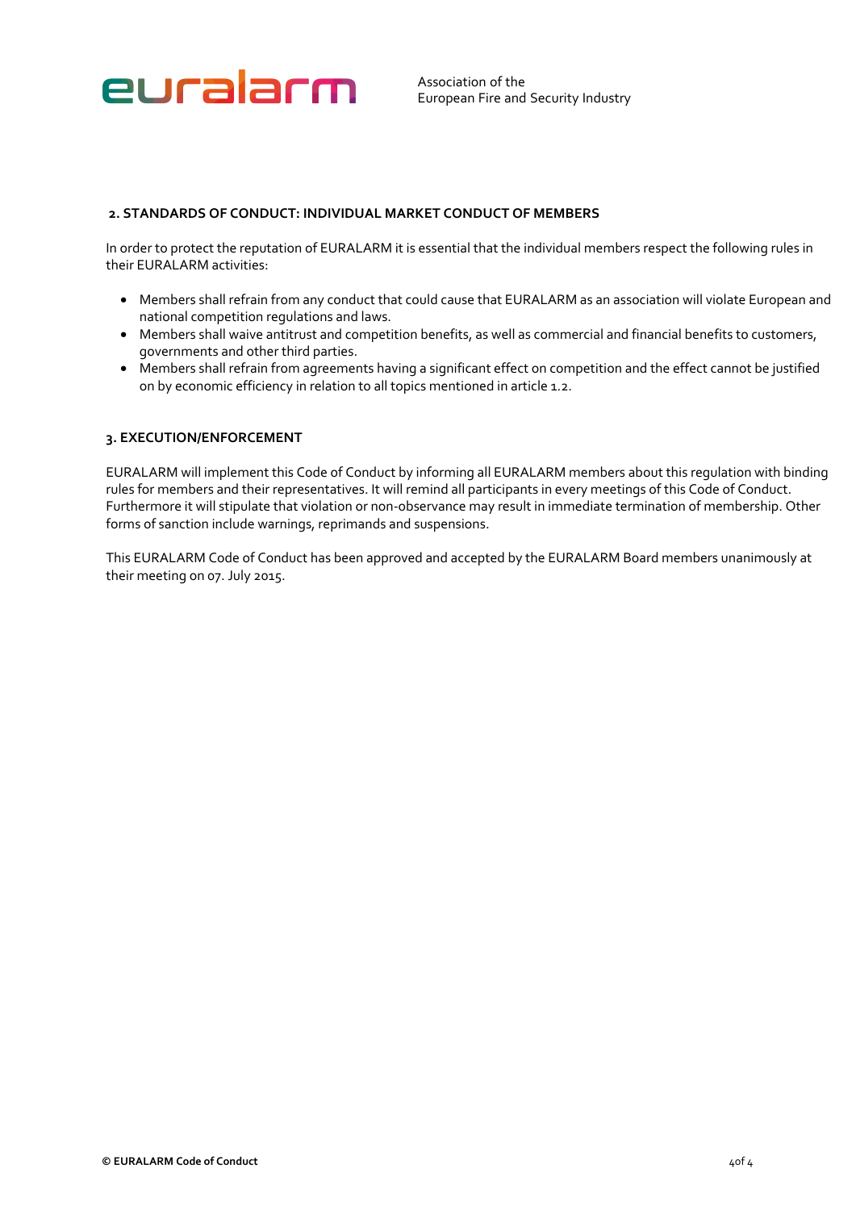## 2. STANDARDS OF CONDUCT: INDIVIDUAL MARKET CONDUCT OF MEMBERS

In order to protect the reputation of EURALARM it is essential that the individual members respect the following rules in their EURALARM activities:

- Members shall refrain from any conduct that could cause that EURALARM as an association will violate European and national competition regulations and laws.
- Members shall waive antitrust and competition benefits, as well as commercial and financial benefits to customers, governments and other third parties.
- Members shall refrain from agreements having a significant effect on competition and the effect cannot be justified on by economic efficiency in relation to all topics mentioned in article 1.2.

## 3. EXECUTION/ENFORCEMENT

EURALARM will implement this Code of Conduct by informing all EURALARM members about this regulation with binding rules for members and their representatives. It will remind all participants in every meetings of this Code of Conduct. Furthermore it will stipulate that violation or non-observance may result in immediate termination of membership. Other forms of sanction include warnings, reprimands and suspensions.

This EURALARM Code of Conduct has been approved and accepted by the EURALARM Board members unanimously at their meeting on 07. July 2015.